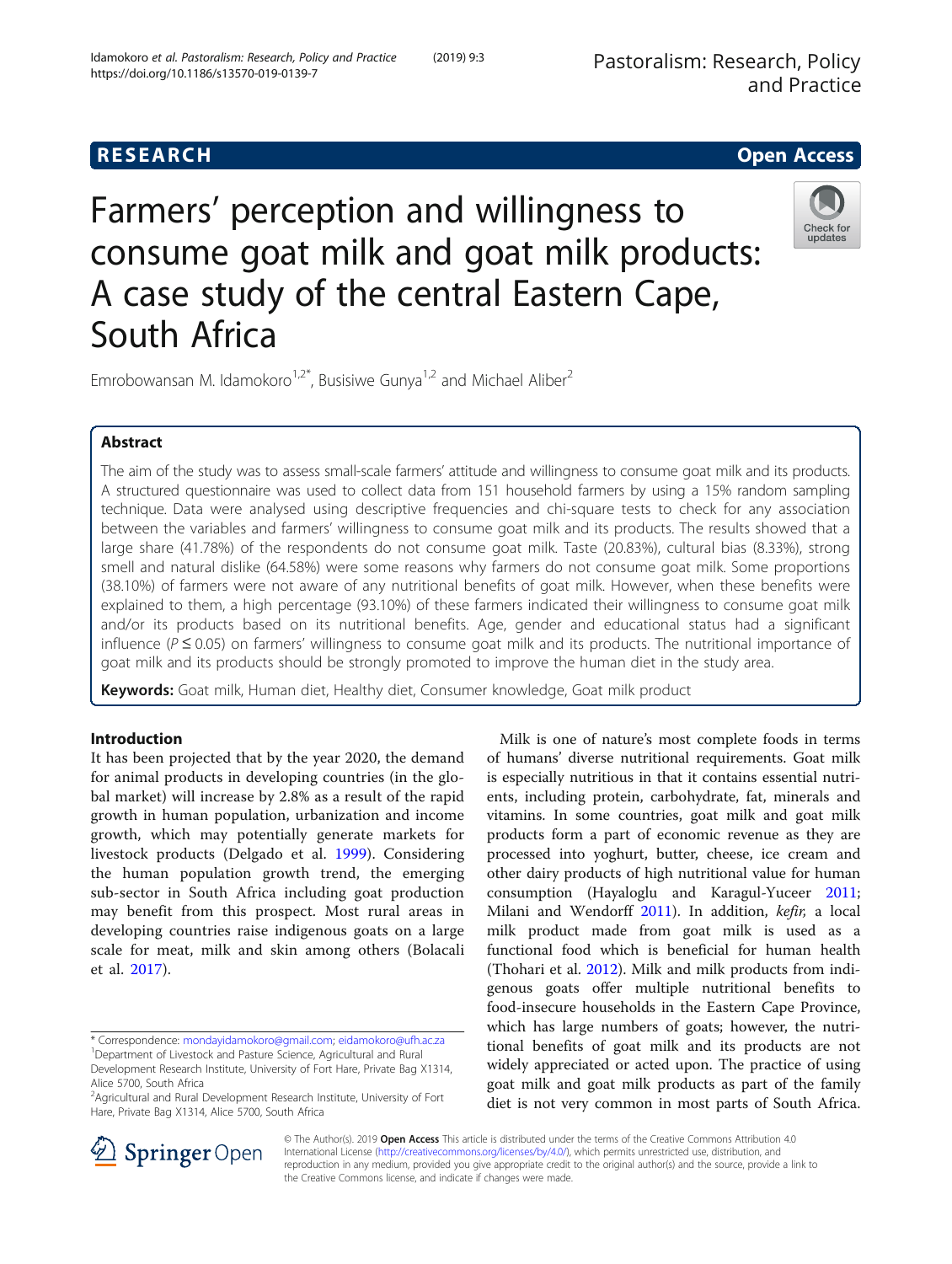RESEARCH Open Access

# Farmers' perception and willingness to consume goat milk and goat milk products: A case study of the central Eastern Cape, South Africa

Emrobowansan M. Idamokoro[1,2*], Busisiwe Gunya[1,2] and Michael Aliber[2]

## Abstract

The aim of the study was to assess small-scale farmers' attitude and willingness to consume goat milk and its products. A structured questionnaire was used to collect data from 151 household farmers by using a 15% random sampling technique. Data were analysed using descriptive frequencies and chi-square tests to check for any association between the variables and farmers' willingness to consume goat milk and its products. The results showed that a large share (41.78%) of the respondents do not consume goat milk. Taste (20.83%), cultural bias (8.33%), strong smell and natural dislike (64.58%) were some reasons why farmers do not consume goat milk. Some proportions (38.10%) of farmers were not aware of any nutritional benefits of goat milk. However, when these benefits were explained to them, a high percentage (93.10%) of these farmers indicated their willingness to consume goat milk and/or its products based on its nutritional benefits. Age, gender and educational status had a significant influence ($P \leq 0.05$) on farmers' willingness to consume goat milk and its products. The nutritional importance of goat milk and its products should be strongly promoted to improve the human diet in the study area.

**Keywords:** Goat milk, Human diet, Healthy diet, Consumer knowledge, Goat milk product

## Introduction

It has been projected that by the year 2020, the demand for animal products in developing countries (in the global market) will increase by 2.8% as a result of the rapid growth in human population, urbanization and income growth, which may potentially generate markets for livestock products (Delgado et al. 1999). Considering the human population growth trend, the emerging sub-sector in South Africa including goat production may benefit from this prospect. Most rural areas in developing countries raise indigenous goats on a large scale for meat, milk and skin among others (Bolacali et al. 2017).

Milk is one of nature's most complete foods in terms of humans' diverse nutritional requirements. Goat milk is especially nutritious in that it contains essential nutrients, including protein, carbohydrate, fat, minerals and vitamins. In some countries, goat milk and goat milk products form a part of economic revenue as they are processed into yoghurt, butter, cheese, ice cream and other dairy products of high nutritional value for human consumption (Hayaloglu and Karagul-Yuceer 2011; Milani and Wendorff 2011). In addition, *kefir,* a local milk product made from goat milk is used as a functional food which is beneficial for human health (Thohari et al. 2012). Milk and milk products from indigenous goats offer multiple nutritional benefits to food-insecure households in the Eastern Cape Province, which has large numbers of goats; however, the nutritional benefits of goat milk and its products are not widely appreciated or acted upon. The practice of using goat milk and goat milk products as part of the family diet is not very common in most parts of South Africa.

\* Correspondence: mondayidamokoro@gmail.com; eidamokoro@ufh.ac.za
[1]Department of Livestock and Pasture Science, Agricultural and Rural Development Research Institute, University of Fort Hare, Private Bag X1314, Alice 5700, South Africa
[2]Agricultural and Rural Development Research Institute, University of Fort Hare, Private Bag X1314, Alice 5700, South Africa

© The Author(s). 2019 **Open Access** This article is distributed under the terms of the Creative Commons Attribution 4.0 International License (http://creativecommons.org/licenses/by/4.0/), which permits unrestricted use, distribution, and reproduction in any medium, provided you give appropriate credit to the original author(s) and the source, provide a link to the Creative Commons license, and indicate if changes were made.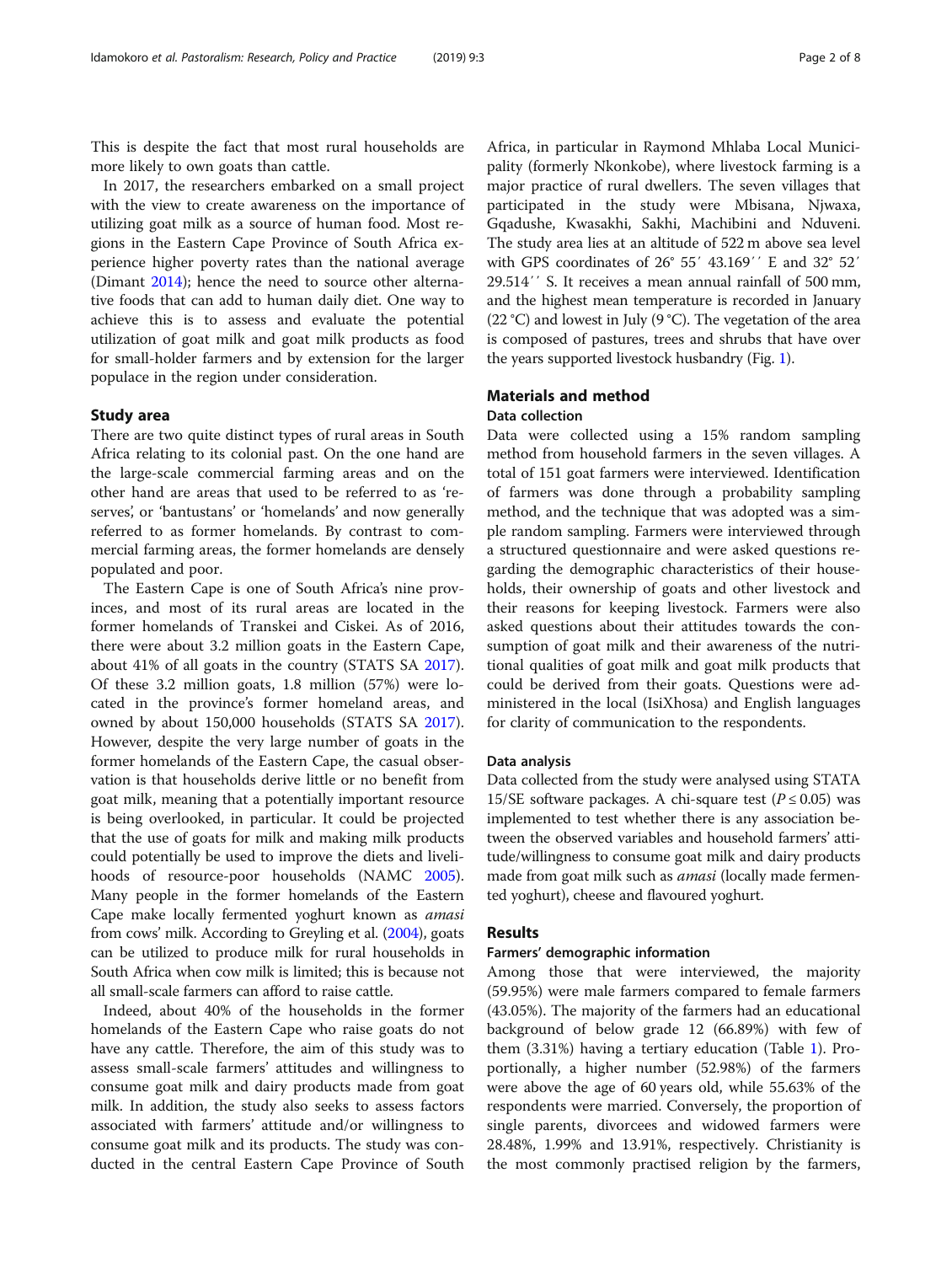This is despite the fact that most rural households are more likely to own goats than cattle.

In 2017, the researchers embarked on a small project with the view to create awareness on the importance of utilizing goat milk as a source of human food. Most regions in the Eastern Cape Province of South Africa experience higher poverty rates than the national average (Dimant 2014); hence the need to source other alternative foods that can add to human daily diet. One way to achieve this is to assess and evaluate the potential utilization of goat milk and goat milk products as food for small-holder farmers and by extension for the larger populace in the region under consideration.

## Study area

There are two quite distinct types of rural areas in South Africa relating to its colonial past. On the one hand are the large-scale commercial farming areas and on the other hand are areas that used to be referred to as 'reserves', or 'bantustans' or 'homelands' and now generally referred to as former homelands. By contrast to commercial farming areas, the former homelands are densely populated and poor.

The Eastern Cape is one of South Africa's nine provinces, and most of its rural areas are located in the former homelands of Transkei and Ciskei. As of 2016, there were about 3.2 million goats in the Eastern Cape, about 41% of all goats in the country (STATS SA 2017). Of these 3.2 million goats, 1.8 million (57%) were located in the province's former homeland areas, and owned by about 150,000 households (STATS SA 2017). However, despite the very large number of goats in the former homelands of the Eastern Cape, the casual observation is that households derive little or no benefit from goat milk, meaning that a potentially important resource is being overlooked, in particular. It could be projected that the use of goats for milk and making milk products could potentially be used to improve the diets and livelihoods of resource-poor households (NAMC 2005). Many people in the former homelands of the Eastern Cape make locally fermented yoghurt known as *amasi* from cows' milk. According to Greyling et al. (2004), goats can be utilized to produce milk for rural households in South Africa when cow milk is limited; this is because not all small-scale farmers can afford to raise cattle.

Indeed, about 40% of the households in the former homelands of the Eastern Cape who raise goats do not have any cattle. Therefore, the aim of this study was to assess small-scale farmers' attitudes and willingness to consume goat milk and dairy products made from goat milk. In addition, the study also seeks to assess factors associated with farmers' attitude and/or willingness to consume goat milk and its products. The study was conducted in the central Eastern Cape Province of South Africa, in particular in Raymond Mhlaba Local Municipality (formerly Nkonkobe), where livestock farming is a major practice of rural dwellers. The seven villages that participated in the study were Mbisana, Njwaxa, Gqadushe, Kwasakhi, Sakhi, Machibini and Nduveni. The study area lies at an altitude of 522 m above sea level with GPS coordinates of 26° 55′ 43.169′′ E and 32° 52′ 29.514′′ S. It receives a mean annual rainfall of 500 mm, and the highest mean temperature is recorded in January (22 °C) and lowest in July (9 °C). The vegetation of the area is composed of pastures, trees and shrubs that have over the years supported livestock husbandry (Fig. 1).

## Materials and method

### Data collection

Data were collected using a 15% random sampling method from household farmers in the seven villages. A total of 151 goat farmers were interviewed. Identification of farmers was done through a probability sampling method, and the technique that was adopted was a simple random sampling. Farmers were interviewed through a structured questionnaire and were asked questions regarding the demographic characteristics of their households, their ownership of goats and other livestock and their reasons for keeping livestock. Farmers were also asked questions about their attitudes towards the consumption of goat milk and their awareness of the nutritional qualities of goat milk and goat milk products that could be derived from their goats. Questions were administered in the local (IsiXhosa) and English languages for clarity of communication to the respondents.

### Data analysis

Data collected from the study were analysed using STATA 15/SE software packages. A chi-square test ($P \leq 0.05$) was implemented to test whether there is any association between the observed variables and household farmers' attitude/willingness to consume goat milk and dairy products made from goat milk such as *amasi* (locally made fermented yoghurt), cheese and flavoured yoghurt.

## Results

### Farmers' demographic information

Among those that were interviewed, the majority (59.95%) were male farmers compared to female farmers (43.05%). The majority of the farmers had an educational background of below grade 12 (66.89%) with few of them (3.31%) having a tertiary education (Table 1). Proportionally, a higher number (52.98%) of the farmers were above the age of 60 years old, while 55.63% of the respondents were married. Conversely, the proportion of single parents, divorcees and widowed farmers were 28.48%, 1.99% and 13.91%, respectively. Christianity is the most commonly practised religion by the farmers,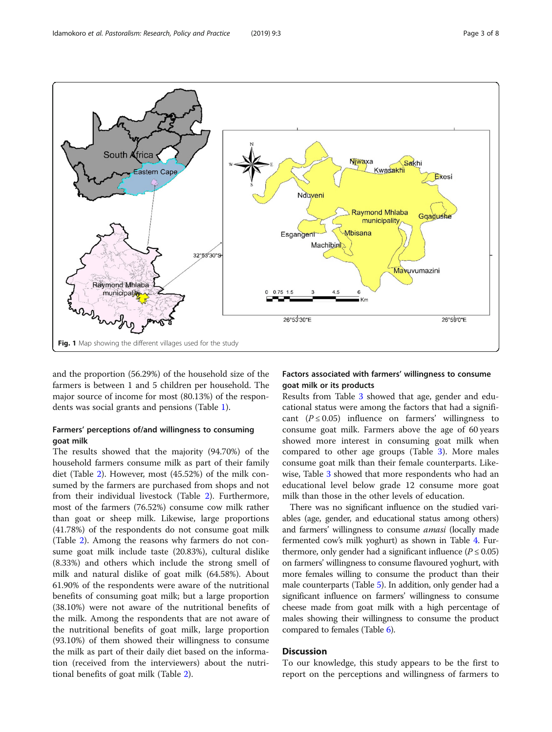Fig. 1 Map showing the different villages used for the study

and the proportion (56.29%) of the household size of the farmers is between 1 and 5 children per household. The major source of income for most (80.13%) of the respondents was social grants and pensions (Table 1).

### Farmers' perceptions of/and willingness to consuming goat milk

The results showed that the majority (94.70%) of the household farmers consume milk as part of their family diet (Table 2). However, most (45.52%) of the milk consumed by the farmers are purchased from shops and not from their individual livestock (Table 2). Furthermore, most of the farmers (76.52%) consume cow milk rather than goat or sheep milk. Likewise, large proportions (41.78%) of the respondents do not consume goat milk (Table 2). Among the reasons why farmers do not consume goat milk include taste (20.83%), cultural dislike (8.33%) and others which include the strong smell of milk and natural dislike of goat milk (64.58%). About 61.90% of the respondents were aware of the nutritional benefits of consuming goat milk; but a large proportion (38.10%) were not aware of the nutritional benefits of the milk. Among the respondents that are not aware of the nutritional benefits of goat milk, large proportion (93.10%) of them showed their willingness to consume the milk as part of their daily diet based on the information (received from the interviewers) about the nutritional benefits of goat milk (Table 2).

### Factors associated with farmers' willingness to consume goat milk or its products

Results from Table 3 showed that age, gender and educational status were among the factors that had a significant ($P \leq 0.05$) influence on farmers' willingness to consume goat milk. Farmers above the age of 60 years showed more interest in consuming goat milk when compared to other age groups (Table 3). More males consume goat milk than their female counterparts. Likewise, Table 3 showed that more respondents who had an educational level below grade 12 consume more goat milk than those in the other levels of education.

There was no significant influence on the studied variables (age, gender, and educational status among others) and farmers' willingness to consume *amasi* (locally made fermented cow's milk yoghurt) as shown in Table 4. Furthermore, only gender had a significant influence ($P \leq 0.05$) on farmers' willingness to consume flavoured yoghurt, with more females willing to consume the product than their male counterparts (Table 5). In addition, only gender had a significant influence on farmers' willingness to consume cheese made from goat milk with a high percentage of males showing their willingness to consume the product compared to females (Table 6).

## Discussion

To our knowledge, this study appears to be the first to report on the perceptions and willingness of farmers to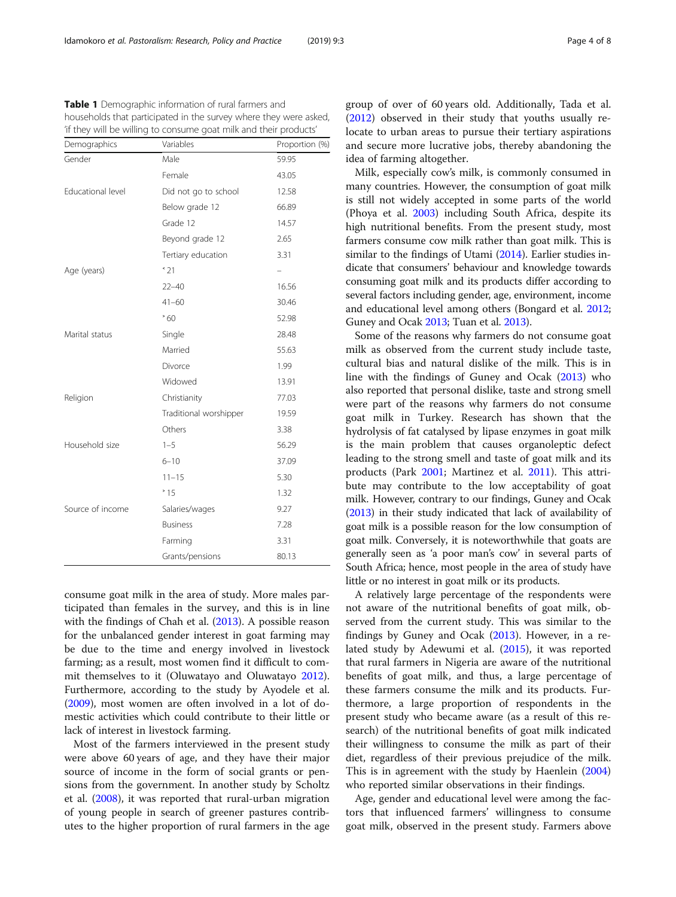**Table 1** Demographic information of rural farmers and households that participated in the survey where they were asked, 'if they will be willing to consume goat milk and their products'

| Demographics | Variables | Proportion (%) |
| --- | --- | --- |
| Gender | Male | 59.95 |
| | Female | 43.05 |
| Educational level | Did not go to school | 12.58 |
| | Below grade 12 | 66.89 |
| | Grade 12 | 14.57 |
| | Beyond grade 12 | 2.65 |
| | Tertiary education | 3.31 |
| Age (years) | ˂ 21 | – |
| | 22–40 | 16.56 |
| | 41–60 | 30.46 |
| | ˃ 60 | 52.98 |
| Marital status | Single | 28.48 |
| | Married | 55.63 |
| | Divorce | 1.99 |
| | Widowed | 13.91 |
| Religion | Christianity | 77.03 |
| | Traditional worshipper | 19.59 |
| | Others | 3.38 |
| Household size | 1–5 | 56.29 |
| | 6–10 | 37.09 |
| | 11–15 | 5.30 |
| | ˃ 15 | 1.32 |
| Source of income | Salaries/wages | 9.27 |
| | Business | 7.28 |
| | Farming | 3.31 |
| | Grants/pensions | 80.13 |

consume goat milk in the area of study. More males participated than females in the survey, and this is in line with the findings of Chah et al. (2013). A possible reason for the unbalanced gender interest in goat farming may be due to the time and energy involved in livestock farming; as a result, most women find it difficult to commit themselves to it (Oluwatayo and Oluwatayo 2012). Furthermore, according to the study by Ayodele et al. (2009), most women are often involved in a lot of domestic activities which could contribute to their little or lack of interest in livestock farming.

Most of the farmers interviewed in the present study were above 60 years of age, and they have their major source of income in the form of social grants or pensions from the government. In another study by Scholtz et al. (2008), it was reported that rural-urban migration of young people in search of greener pastures contributes to the higher proportion of rural farmers in the age group of over of 60 years old. Additionally, Tada et al. (2012) observed in their study that youths usually relocate to urban areas to pursue their tertiary aspirations and secure more lucrative jobs, thereby abandoning the idea of farming altogether.

Milk, especially cow's milk, is commonly consumed in many countries. However, the consumption of goat milk is still not widely accepted in some parts of the world (Phoya et al. 2003) including South Africa, despite its high nutritional benefits. From the present study, most farmers consume cow milk rather than goat milk. This is similar to the findings of Utami (2014). Earlier studies indicate that consumers' behaviour and knowledge towards consuming goat milk and its products differ according to several factors including gender, age, environment, income and educational level among others (Bongard et al. 2012; Guney and Ocak 2013; Tuan et al. 2013).

Some of the reasons why farmers do not consume goat milk as observed from the current study include taste, cultural bias and natural dislike of the milk. This is in line with the findings of Guney and Ocak (2013) who also reported that personal dislike, taste and strong smell were part of the reasons why farmers do not consume goat milk in Turkey. Research has shown that the hydrolysis of fat catalysed by lipase enzymes in goat milk is the main problem that causes organoleptic defect leading to the strong smell and taste of goat milk and its products (Park 2001; Martinez et al. 2011). This attribute may contribute to the low acceptability of goat milk. However, contrary to our findings, Guney and Ocak (2013) in their study indicated that lack of availability of goat milk is a possible reason for the low consumption of goat milk. Conversely, it is noteworthy that goats are generally seen as 'a poor man's cow' in several parts of South Africa; hence, most people in the area of study have little or no interest in goat milk or its products.

A relatively large percentage of the respondents were not aware of the nutritional benefits of goat milk, observed from the current study. This was similar to the findings by Guney and Ocak (2013). However, in a related study by Adewumi et al. (2015), it was reported that rural farmers in Nigeria are aware of the nutritional benefits of goat milk, and thus, a large percentage of these farmers consume the milk and its products. Furthermore, a large proportion of respondents in the present study who became aware (as a result of this research) of the nutritional benefits of goat milk indicated their willingness to consume the milk as part of their diet, regardless of their previous prejudice of the milk. This is in agreement with the study by Haenlein (2004) who reported similar observations in their findings.

Age, gender and educational level were among the factors that influenced farmers' willingness to consume goat milk, observed in the present study. Farmers above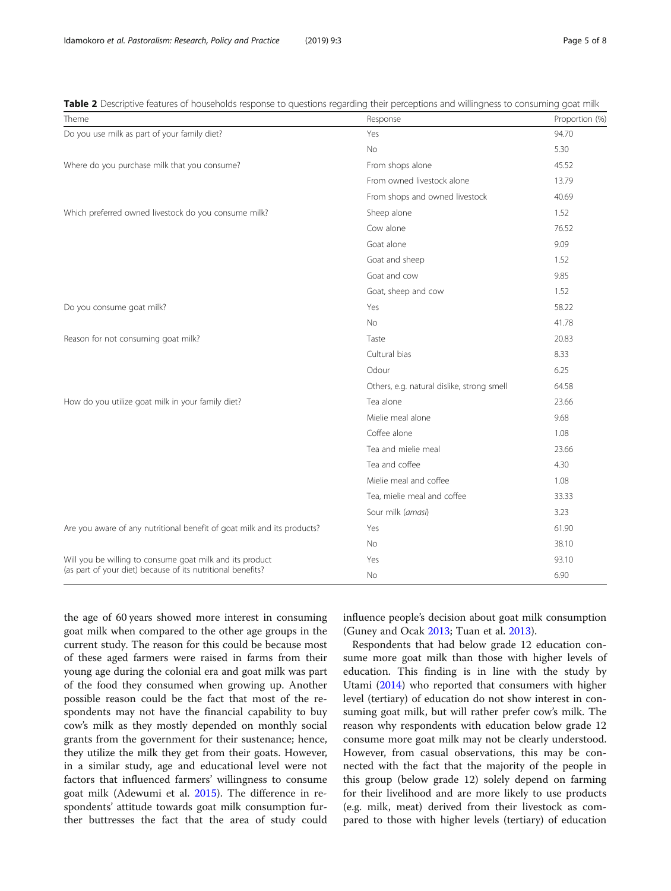**Table 2** Descriptive features of households response to questions regarding their perceptions and willingness to consuming goat milk

| Theme | Response | Proportion (%) |
|---|---|---|
| Do you use milk as part of your family diet? | Yes | 94.70 |
| | No | 5.30 |
| Where do you purchase milk that you consume? | From shops alone | 45.52 |
| | From owned livestock alone | 13.79 |
| | From shops and owned livestock | 40.69 |
| Which preferred owned livestock do you consume milk? | Sheep alone | 1.52 |
| | Cow alone | 76.52 |
| | Goat alone | 9.09 |
| | Goat and sheep | 1.52 |
| | Goat and cow | 9.85 |
| | Goat, sheep and cow | 1.52 |
| Do you consume goat milk? | Yes | 58.22 |
| | No | 41.78 |
| Reason for not consuming goat milk? | Taste | 20.83 |
| | Cultural bias | 8.33 |
| | Odour | 6.25 |
| | Others, e.g. natural dislike, strong smell | 64.58 |
| How do you utilize goat milk in your family diet? | Tea alone | 23.66 |
| | Mielie meal alone | 9.68 |
| | Coffee alone | 1.08 |
| | Tea and mielie meal | 23.66 |
| | Tea and coffee | 4.30 |
| | Mielie meal and coffee | 1.08 |
| | Tea, mielie meal and coffee | 33.33 |
| | Sour milk (*amasi*) | 3.23 |
| Are you aware of any nutritional benefit of goat milk and its products? | Yes | 61.90 |
| | No | 38.10 |
| Will you be willing to consume goat milk and its product (as part of your diet) because of its nutritional benefits? | Yes | 93.10 |
| | No | 6.90 |

the age of 60 years showed more interest in consuming goat milk when compared to the other age groups in the current study. The reason for this could be because most of these aged farmers were raised in farms from their young age during the colonial era and goat milk was part of the food they consumed when growing up. Another possible reason could be the fact that most of the respondents may not have the financial capability to buy cow's milk as they mostly depended on monthly social grants from the government for their sustenance; hence, they utilize the milk they get from their goats. However, in a similar study, age and educational level were not factors that influenced farmers' willingness to consume goat milk (Adewumi et al. 2015). The difference in respondents' attitude towards goat milk consumption further buttresses the fact that the area of study could influence people's decision about goat milk consumption (Guney and Ocak 2013; Tuan et al. 2013).

Respondents that had below grade 12 education consume more goat milk than those with higher levels of education. This finding is in line with the study by Utami (2014) who reported that consumers with higher level (tertiary) of education do not show interest in consuming goat milk, but will rather prefer cow's milk. The reason why respondents with education below grade 12 consume more goat milk may not be clearly understood. However, from casual observations, this may be connected with the fact that the majority of the people in this group (below grade 12) solely depend on farming for their livelihood and are more likely to use products (e.g. milk, meat) derived from their livestock as compared to those with higher levels (tertiary) of education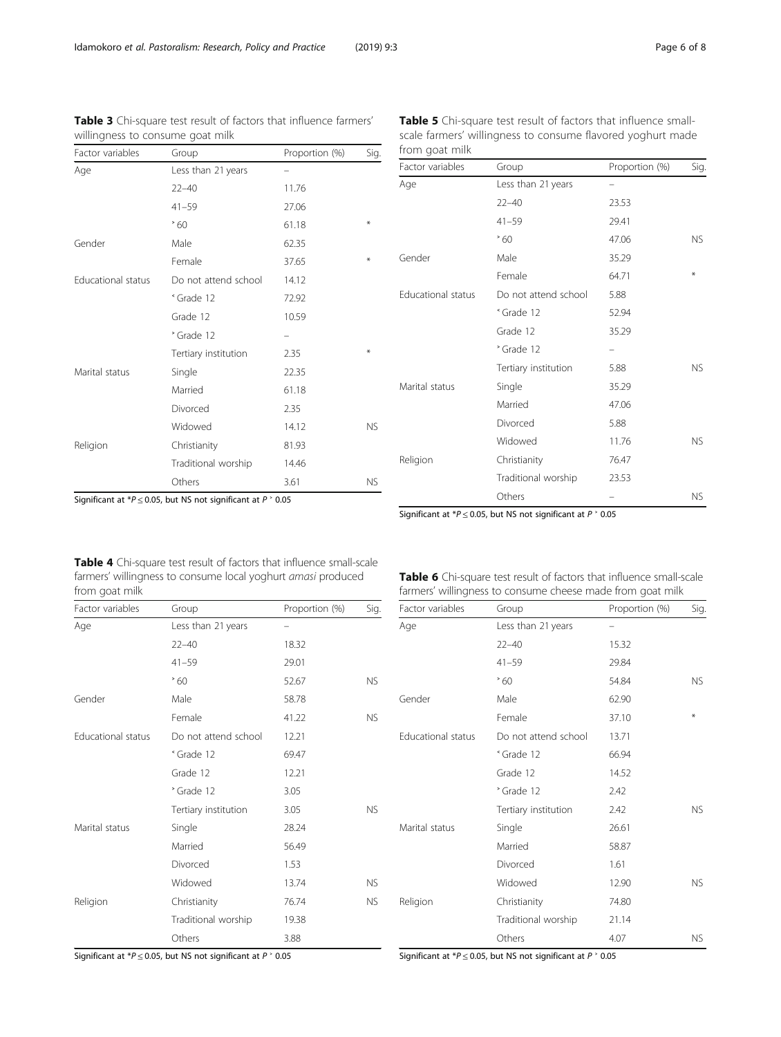**Table 3** Chi-square test result of factors that influence farmers' willingness to consume goat milk

| Factor variables | Group | Proportion (%) | Sig. |
|---|---|---|---|
| Age | Less than 21 years | – | |
| | 22–40 | 11.76 | |
| | 41–59 | 27.06 | |
| | ˃ 60 | 61.18 | * |
| Gender | Male | 62.35 | |
| | Female | 37.65 | * |
| Educational status | Do not attend school | 14.12 | |
| | ˂ Grade 12 | 72.92 | |
| | Grade 12 | 10.59 | |
| | ˃ Grade 12 | – | |
| | Tertiary institution | 2.35 | * |
| Marital status | Single | 22.35 | |
| | Married | 61.18 | |
| | Divorced | 2.35 | |
| | Widowed | 14.12 | NS |
| Religion | Christianity | 81.93 | |
| | Traditional worship | 14.46 | |
| | Others | 3.61 | NS |

Significant at *$P \leq 0.05$, but NS not significant at $P > 0.05$

**Table 4** Chi-square test result of factors that influence small-scale farmers' willingness to consume local yoghurt *amasi* produced from goat milk

| Factor variables | Group | Proportion (%) | Sig. |
|---|---|---|---|
| Age | Less than 21 years | – | |
| | 22–40 | 18.32 | |
| | 41–59 | 29.01 | |
| | ˃ 60 | 52.67 | NS |
| Gender | Male | 58.78 | |
| | Female | 41.22 | NS |
| Educational status | Do not attend school | 12.21 | |
| | ˂ Grade 12 | 69.47 | |
| | Grade 12 | 12.21 | |
| | ˃ Grade 12 | 3.05 | |
| | Tertiary institution | 3.05 | NS |
| Marital status | Single | 28.24 | |
| | Married | 56.49 | |
| | Divorced | 1.53 | |
| | Widowed | 13.74 | NS |
| Religion | Christianity | 76.74 | NS |
| | Traditional worship | 19.38 | |
| | Others | 3.88 | |

Significant at *$P \leq 0.05$, but NS not significant at $P > 0.05$

**Table 5** Chi-square test result of factors that influence small-scale farmers' willingness to consume flavored yoghurt made from goat milk

| Factor variables | Group | Proportion (%) | Sig. |
|---|---|---|---|
| Age | Less than 21 years | – | |
| | 22–40 | 23.53 | |
| | 41–59 | 29.41 | |
| | ˃ 60 | 47.06 | NS |
| Gender | Male | 35.29 | |
| | Female | 64.71 | * |
| Educational status | Do not attend school | 5.88 | |
| | ˂ Grade 12 | 52.94 | |
| | Grade 12 | 35.29 | |
| | ˃ Grade 12 | – | |
| | Tertiary institution | 5.88 | NS |
| Marital status | Single | 35.29 | |
| | Married | 47.06 | |
| | Divorced | 5.88 | |
| | Widowed | 11.76 | NS |
| Religion | Christianity | 76.47 | |
| | Traditional worship | 23.53 | |
| | Others | – | NS |

Significant at *$P \leq 0.05$, but NS not significant at $P > 0.05$

**Table 6** Chi-square test result of factors that influence small-scale farmers' willingness to consume cheese made from goat milk

| Factor variables | Group | Proportion (%) | Sig. |
|---|---|---|---|
| Age | Less than 21 years | – | |
| | 22–40 | 15.32 | |
| | 41–59 | 29.84 | |
| | ˃ 60 | 54.84 | NS |
| Gender | Male | 62.90 | |
| | Female | 37.10 | * |
| Educational status | Do not attend school | 13.71 | |
| | ˂ Grade 12 | 66.94 | |
| | Grade 12 | 14.52 | |
| | ˃ Grade 12 | 2.42 | |
| | Tertiary institution | 2.42 | NS |
| Marital status | Single | 26.61 | |
| | Married | 58.87 | |
| | Divorced | 1.61 | |
| | Widowed | 12.90 | NS |
| Religion | Christianity | 74.80 | |
| | Traditional worship | 21.14 | |
| | Others | 4.07 | NS |

Significant at *$P \leq 0.05$, but NS not significant at $P > 0.05$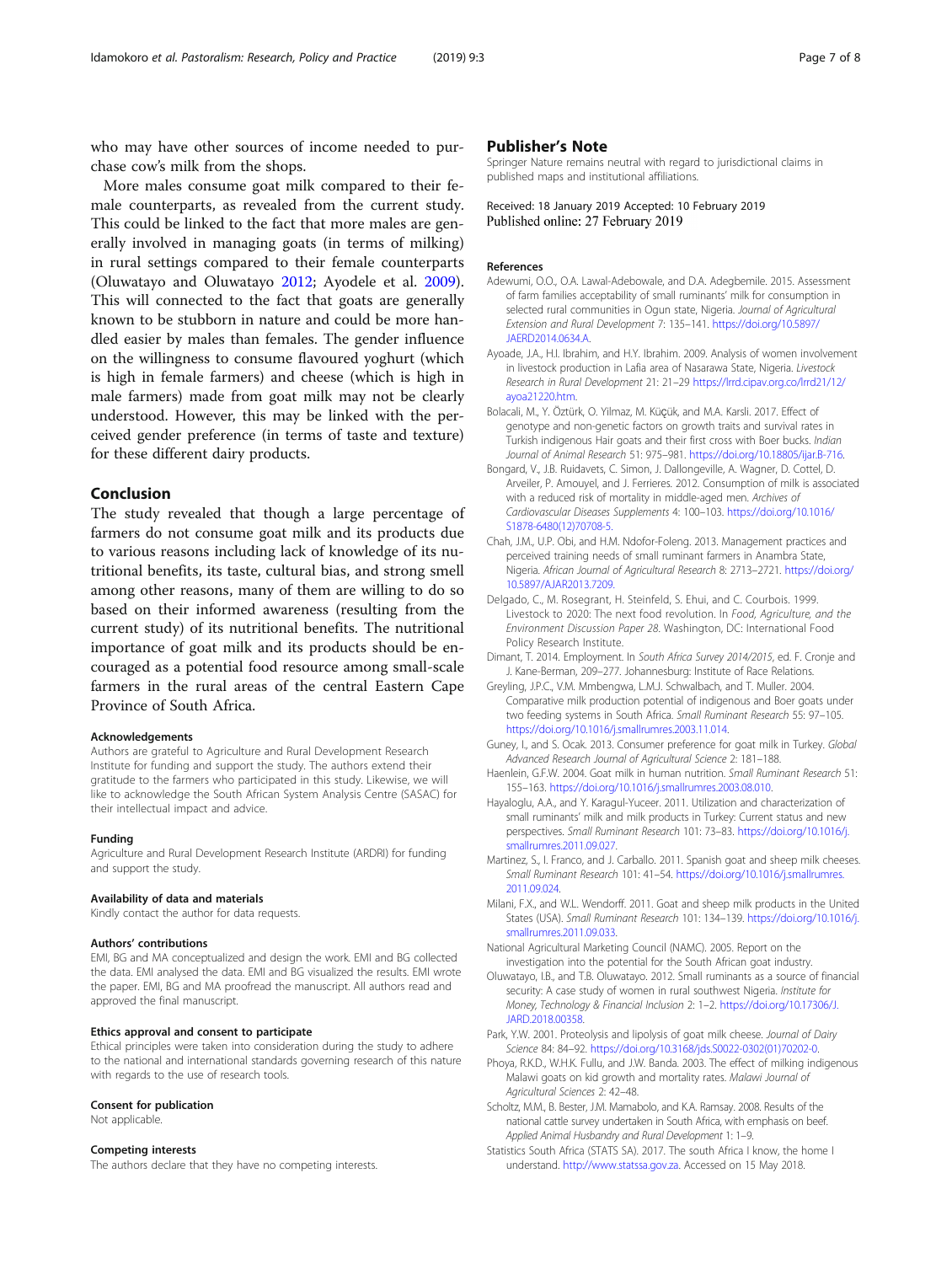who may have other sources of income needed to purchase cow's milk from the shops.

More males consume goat milk compared to their female counterparts, as revealed from the current study. This could be linked to the fact that more males are generally involved in managing goats (in terms of milking) in rural settings compared to their female counterparts (Oluwatayo and Oluwatayo 2012; Ayodele et al. 2009). This will connected to the fact that goats are generally known to be stubborn in nature and could be more handled easier by males than females. The gender influence on the willingness to consume flavoured yoghurt (which is high in female farmers) and cheese (which is high in male farmers) made from goat milk may not be clearly understood. However, this may be linked with the perceived gender preference (in terms of taste and texture) for these different dairy products.

## Conclusion

The study revealed that though a large percentage of farmers do not consume goat milk and its products due to various reasons including lack of knowledge of its nutritional benefits, its taste, cultural bias, and strong smell among other reasons, many of them are willing to do so based on their informed awareness (resulting from the current study) of its nutritional benefits. The nutritional importance of goat milk and its products should be encouraged as a potential food resource among small-scale farmers in the rural areas of the central Eastern Cape Province of South Africa.

#### Acknowledgements

Authors are grateful to Agriculture and Rural Development Research Institute for funding and support the study. The authors extend their gratitude to the farmers who participated in this study. Likewise, we will like to acknowledge the South African System Analysis Centre (SASAC) for their intellectual impact and advice.

#### Funding

Agriculture and Rural Development Research Institute (ARDRI) for funding and support the study.

#### Availability of data and materials

Kindly contact the author for data requests.

#### Authors' contributions

EMI, BG and MA conceptualized and design the work. EMI and BG collected the data. EMI analysed the data. EMI and BG visualized the results. EMI wrote the paper. EMI, BG and MA proofread the manuscript. All authors read and approved the final manuscript.

#### Ethics approval and consent to participate

Ethical principles were taken into consideration during the study to adhere to the national and international standards governing research of this nature with regards to the use of research tools.

#### Consent for publication

Not applicable.

#### Competing interests

The authors declare that they have no competing interests.

## Publisher's Note

Springer Nature remains neutral with regard to jurisdictional claims in published maps and institutional affiliations.

Received: 18 January 2019 Accepted: 10 February 2019
Published online: 27 February 2019

#### References

Adewumi, O.O., O.A. Lawal-Adebowale, and D.A. Adegbemile. 2015. Assessment of farm families acceptability of small ruminants' milk for consumption in selected rural communities in Ogun state, Nigeria. *Journal of Agricultural Extension and Rural Development* 7: 135–141. https://doi.org/10.5897/JAERD2014.0634.A.

Ayoade, J.A., H.I. Ibrahim, and H.Y. Ibrahim. 2009. Analysis of women involvement in livestock production in Lafia area of Nasarawa State, Nigeria. *Livestock Research in Rural Development* 21: 21–29 https://lrrd.cipav.org.co/lrrd21/12/ayoa21220.htm.

Bolacali, M., Y. Öztürk, O. Yilmaz, M. Küçük, and M.A. Karsli. 2017. Effect of genotype and non-genetic factors on growth traits and survival rates in Turkish indigenous Hair goats and their first cross with Boer bucks. *Indian Journal of Animal Research* 51: 975–981. https://doi.org/10.18805/ijar.B-716.

Bongard, V., J.B. Ruidavets, C. Simon, J. Dallongeville, A. Wagner, D. Cottel, D. Arveiler, P. Amouyel, and J. Ferrieres. 2012. Consumption of milk is associated with a reduced risk of mortality in middle-aged men. *Archives of Cardiovascular Diseases Supplements* 4: 100–103. https://doi.org/10.1016/S1878-6480(12)70708-5.

Chah, J.M., U.P. Obi, and H.M. Ndofor-Foleng. 2013. Management practices and perceived training needs of small ruminant farmers in Anambra State, Nigeria. *African Journal of Agricultural Research* 8: 2713–2721. https://doi.org/10.5897/AJAR2013.7209.

Delgado, C., M. Rosegrant, H. Steinfeld, S. Ehui, and C. Courbois. 1999. Livestock to 2020: The next food revolution. In *Food, Agriculture, and the Environment Discussion Paper 28*. Washington, DC: International Food Policy Research Institute.

Dimant, T. 2014. Employment. In *South Africa Survey 2014/2015*, ed. F. Cronje and J. Kane-Berman, 209–277. Johannesburg: Institute of Race Relations.

Greyling, J.P.C., V.M. Mmbengwa, L.M.J. Schwalbach, and T. Muller. 2004. Comparative milk production potential of indigenous and Boer goats under two feeding systems in South Africa. *Small Ruminant Research* 55: 97–105. https://doi.org/10.1016/j.smallrumres.2003.11.014.

Guney, I., and S. Ocak. 2013. Consumer preference for goat milk in Turkey. *Global Advanced Research Journal of Agricultural Science* 2: 181–188.

Haenlein, G.F.W. 2004. Goat milk in human nutrition. *Small Ruminant Research* 51: 155–163. https://doi.org/10.1016/j.smallrumres.2003.08.010.

Hayaloglu, A.A., and Y. Karagul-Yuceer. 2011. Utilization and characterization of small ruminants' milk and milk products in Turkey: Current status and new perspectives. *Small Ruminant Research* 101: 73–83. https://doi.org/10.1016/j.smallrumres.2011.09.027.

Martinez, S., I. Franco, and J. Carballo. 2011. Spanish goat and sheep milk cheeses. *Small Ruminant Research* 101: 41–54. https://doi.org/10.1016/j.smallrumres.2011.09.024.

Milani, F.X., and W.L. Wendorff. 2011. Goat and sheep milk products in the United States (USA). *Small Ruminant Research* 101: 134–139. https://doi.org/10.1016/j.smallrumres.2011.09.033.

National Agricultural Marketing Council (NAMC). 2005. Report on the investigation into the potential for the South African goat industry.

Oluwatayo, I.B., and T.B. Oluwatayo. 2012. Small ruminants as a source of financial security: A case study of women in rural southwest Nigeria. *Institute for Money, Technology & Financial Inclusion* 2: 1–2. https://doi.org/10.17306/J.JARD.2018.00358.

Park, Y.W. 2001. Proteolysis and lipolysis of goat milk cheese. *Journal of Dairy Science* 84: 84–92. https://doi.org/10.3168/jds.S0022-0302(01)70202-0.

Phoya, R.K.D., W.H.K. Fullu, and J.W. Banda. 2003. The effect of milking indigenous Malawi goats on kid growth and mortality rates. *Malawi Journal of Agricultural Sciences* 2: 42–48.

Scholtz, M.M., B. Bester, J.M. Mamabolo, and K.A. Ramsay. 2008. Results of the national cattle survey undertaken in South Africa, with emphasis on beef. *Applied Animal Husbandry and Rural Development* 1: 1–9.

Statistics South Africa (STATS SA). 2017. The south Africa I know, the home I understand. http://www.statssa.gov.za. Accessed on 15 May 2018.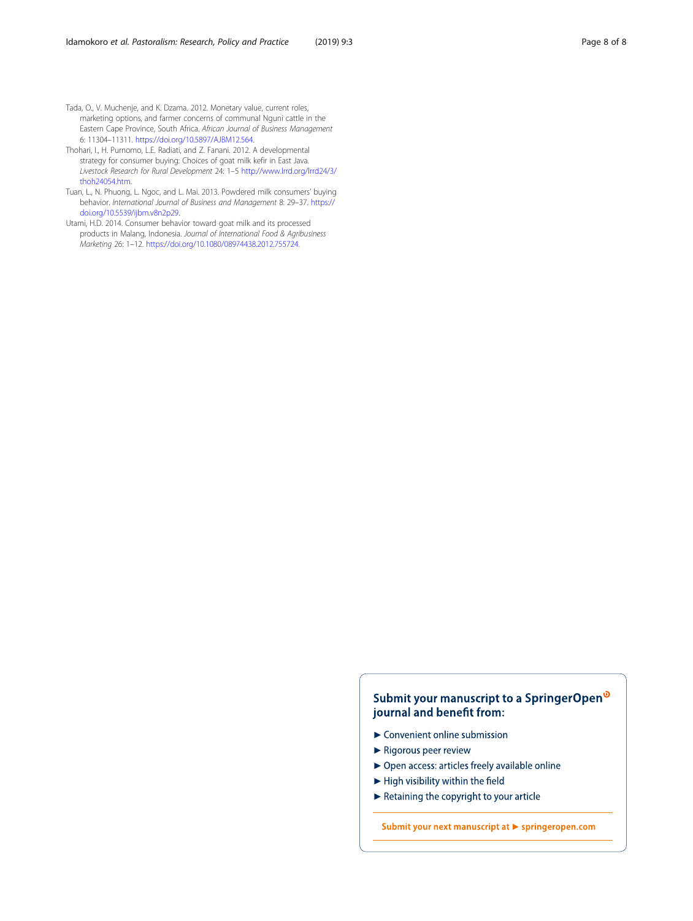Tada, O., V. Muchenje, and K. Dzama. 2012. Monetary value, current roles, marketing options, and farmer concerns of communal Nguni cattle in the Eastern Cape Province, South Africa. *African Journal of Business Management* 6: 11304–11311. https://doi.org/10.5897/AJBM12.564.

Thohari, I., H. Purnomo, L.E. Radiati, and Z. Fanani. 2012. A developmental strategy for consumer buying: Choices of goat milk kefir in East Java. *Livestock Research for Rural Development* 24: 1–5 http://www.lrrd.org/lrrd24/3/thoh24054.htm.

Tuan, L., N. Phuong, L. Ngoc, and L. Mai. 2013. Powdered milk consumers' buying behavior. *International Journal of Business and Management* 8: 29–37. https://doi.org/10.5539/ijbm.v8n2p29.

Utami, H.D. 2014. Consumer behavior toward goat milk and its processed products in Malang, Indonesia. *Journal of International Food & Agribusiness Marketing* 26: 1–12. https://doi.org/10.1080/08974438.2012.755724.

**Submit your manuscript to a SpringerOpen journal and benefit from:**

- ► Convenient online submission
- ► Rigorous peer review
- ► Open access: articles freely available online
- ► High visibility within the field
- ► Retaining the copyright to your article

**Submit your next manuscript at ► springeropen.com**